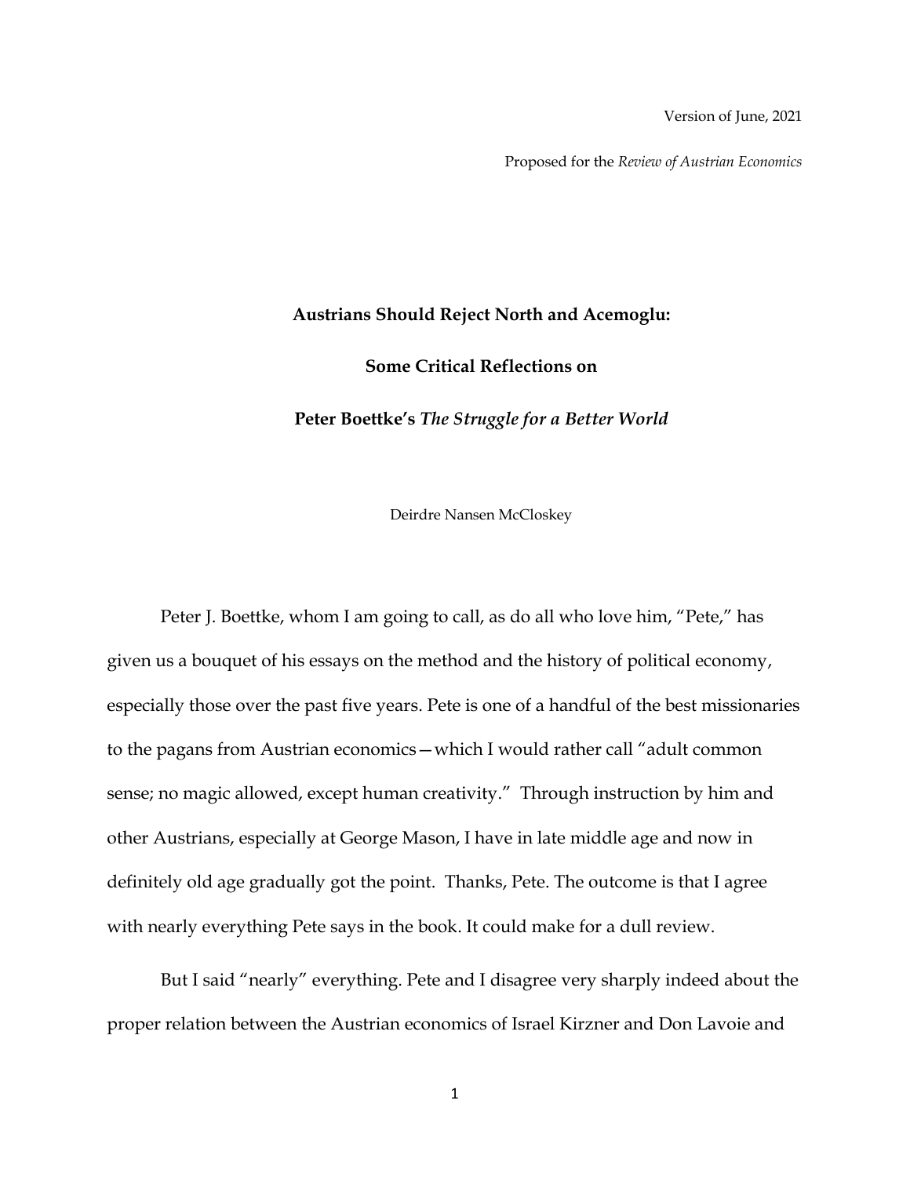Version of June, 2021

Proposed for the *Review of Austrian Economics*

# Austrians Should Reject North and Acemoglu:

# Some Critical Reflections on

# Peter Boettke's *The Struggle for a Better World*

Deirdre Nansen McCloskey

Peter J. Boettke, whom I am going to call, as do all who love him, "Pete," has given us a bouquet of his essays on the method and the history of political economy, especially those over the past five years. Pete is one of a handful of the best missionaries to the pagans from Austrian economics—which I would rather call "adult common sense; no magic allowed, except human creativity." Through instruction by him and other Austrians, especially at George Mason, I have in late middle age and now in definitely old age gradually got the point. Thanks, Pete. The outcome is that I agree with nearly everything Pete says in the book. It could make for a dull review.

But I said "nearly" everything. Pete and I disagree very sharply indeed about the proper relation between the Austrian economics of Israel Kirzner and Don Lavoie and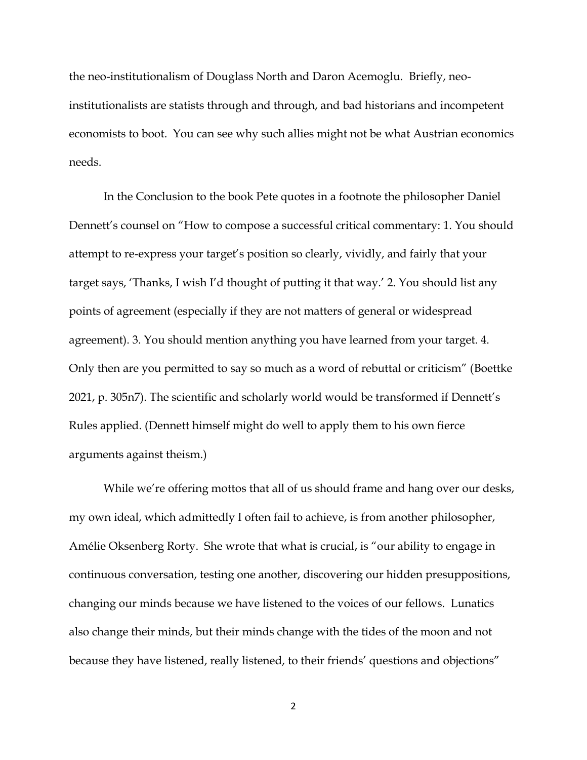the neo-institutionalism of Douglass North and Daron Acemoglu. Briefly, neo-institutionalists are statists through and through, and bad historians and incompetent economists to boot. You can see why such allies might not be what Austrian economics needs.

In the Conclusion to the book Pete quotes in a footnote the philosopher Daniel Dennett's counsel on "How to compose a successful critical commentary: 1. You should attempt to re-express your target's position so clearly, vividly, and fairly that your target says, 'Thanks, I wish I'd thought of putting it that way.' 2. You should list any points of agreement (especially if they are not matters of general or widespread agreement). 3. You should mention anything you have learned from your target. 4. Only then are you permitted to say so much as a word of rebuttal or criticism" (Boettke 2021, p. 305n7). The scientific and scholarly world would be transformed if Dennett's Rules applied. (Dennett himself might do well to apply them to his own fierce arguments against theism.)

While we're offering mottos that all of us should frame and hang over our desks, my own ideal, which admittedly I often fail to achieve, is from another philosopher, Amélie Oksenberg Rorty. She wrote that what is crucial, is "our ability to engage in continuous conversation, testing one another, discovering our hidden presuppositions, changing our minds because we have listened to the voices of our fellows. Lunatics also change their minds, but their minds change with the tides of the moon and not because they have listened, really listened, to their friends' questions and objections"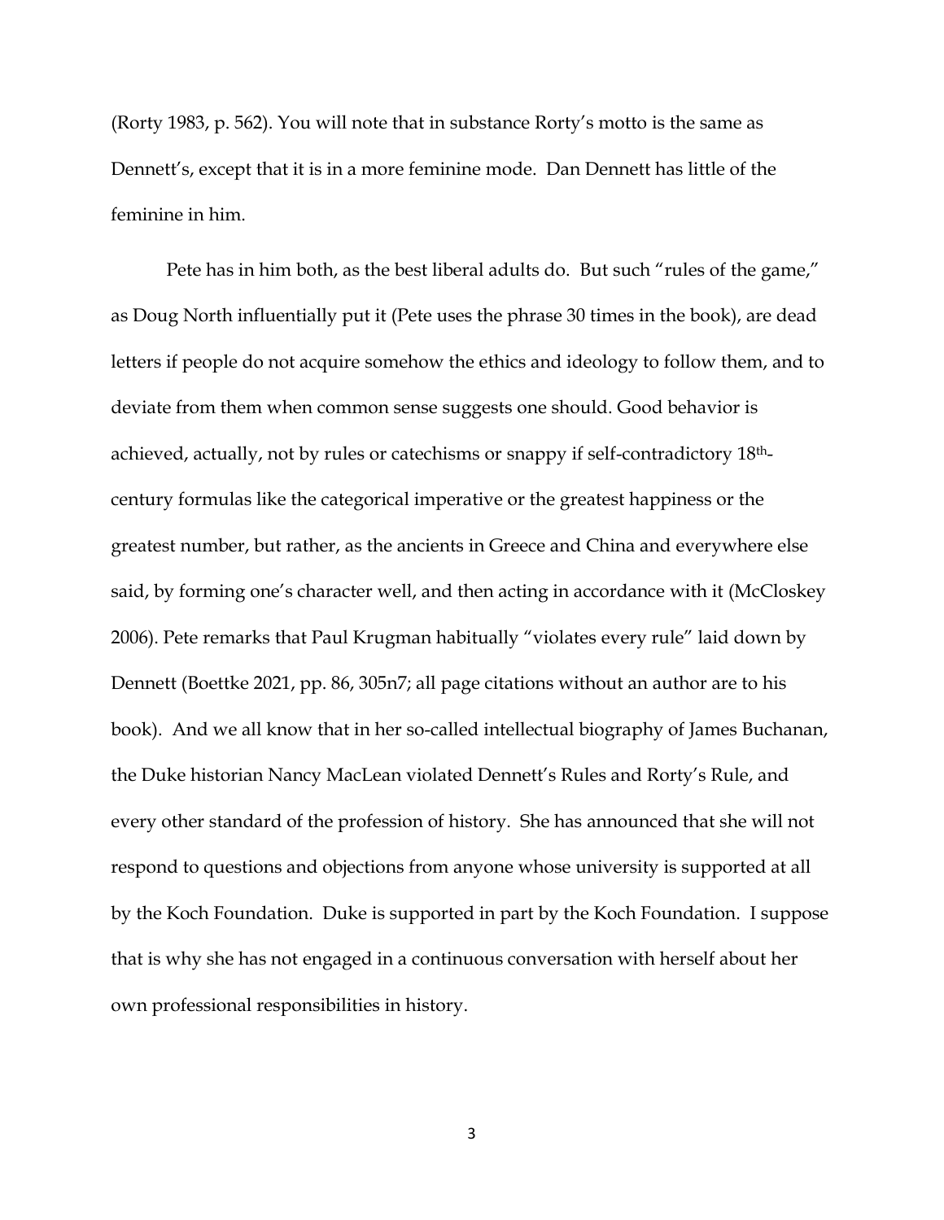(Rorty 1983, p. 562). You will note that in substance Rorty's motto is the same as Dennett's, except that it is in a more feminine mode. Dan Dennett has little of the feminine in him.

Pete has in him both, as the best liberal adults do. But such "rules of the game," as Doug North influentially put it (Pete uses the phrase 30 times in the book), are dead letters if people do not acquire somehow the ethics and ideology to follow them, and to deviate from them when common sense suggests one should. Good behavior is achieved, actually, not by rules or catechisms or snappy if self-contradictory 18th-century formulas like the categorical imperative or the greatest happiness or the greatest number, but rather, as the ancients in Greece and China and everywhere else said, by forming one's character well, and then acting in accordance with it (McCloskey 2006). Pete remarks that Paul Krugman habitually "violates every rule" laid down by Dennett (Boettke 2021, pp. 86, 305n7; all page citations without an author are to his book). And we all know that in her so-called intellectual biography of James Buchanan, the Duke historian Nancy MacLean violated Dennett's Rules and Rorty's Rule, and every other standard of the profession of history. She has announced that she will not respond to questions and objections from anyone whose university is supported at all by the Koch Foundation. Duke is supported in part by the Koch Foundation. I suppose that is why she has not engaged in a continuous conversation with herself about her own professional responsibilities in history.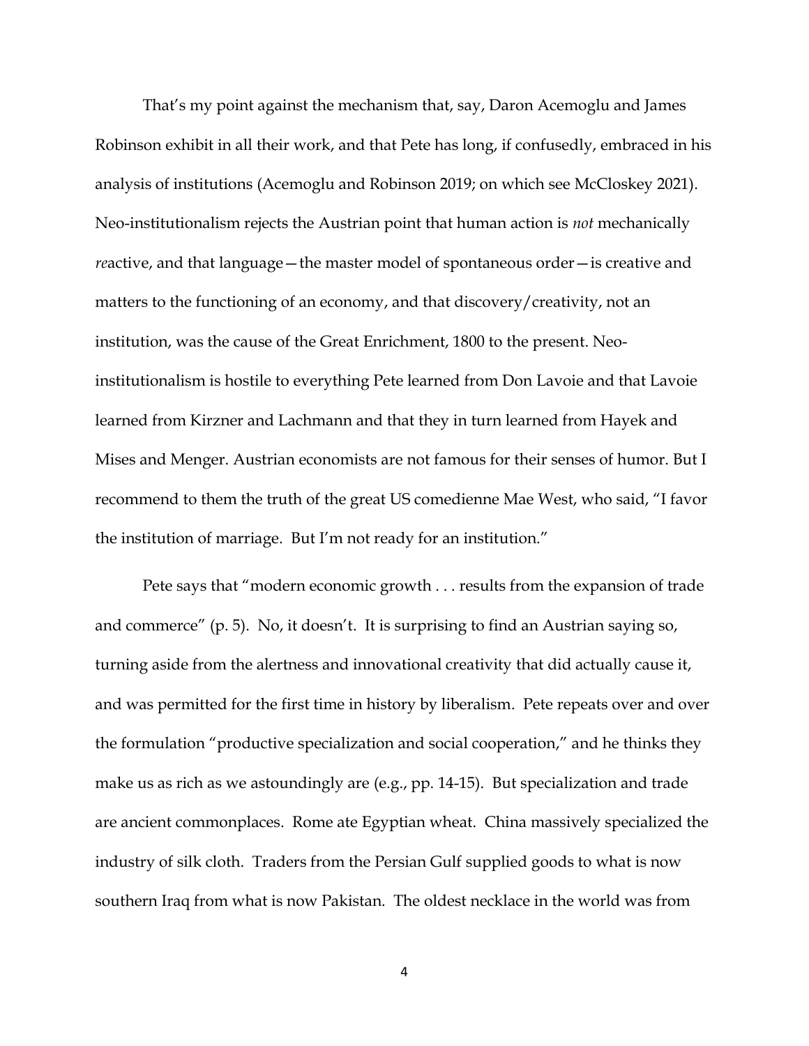That's my point against the mechanism that, say, Daron Acemoglu and James Robinson exhibit in all their work, and that Pete has long, if confusedly, embraced in his analysis of institutions (Acemoglu and Robinson 2019; on which see McCloskey 2021). Neo-institutionalism rejects the Austrian point that human action is *not* mechanically *re*active, and that language—the master model of spontaneous order—is creative and matters to the functioning of an economy, and that discovery/creativity, not an institution, was the cause of the Great Enrichment, 1800 to the present. Neo-institutionalism is hostile to everything Pete learned from Don Lavoie and that Lavoie learned from Kirzner and Lachmann and that they in turn learned from Hayek and Mises and Menger. Austrian economists are not famous for their senses of humor. But I recommend to them the truth of the great US comedienne Mae West, who said, "I favor the institution of marriage. But I'm not ready for an institution."

Pete says that "modern economic growth . . . results from the expansion of trade and commerce" (p. 5). No, it doesn't. It is surprising to find an Austrian saying so, turning aside from the alertness and innovational creativity that did actually cause it, and was permitted for the first time in history by liberalism. Pete repeats over and over the formulation "productive specialization and social cooperation," and he thinks they make us as rich as we astoundingly are (e.g., pp. 14-15). But specialization and trade are ancient commonplaces. Rome ate Egyptian wheat. China massively specialized the industry of silk cloth. Traders from the Persian Gulf supplied goods to what is now southern Iraq from what is now Pakistan. The oldest necklace in the world was from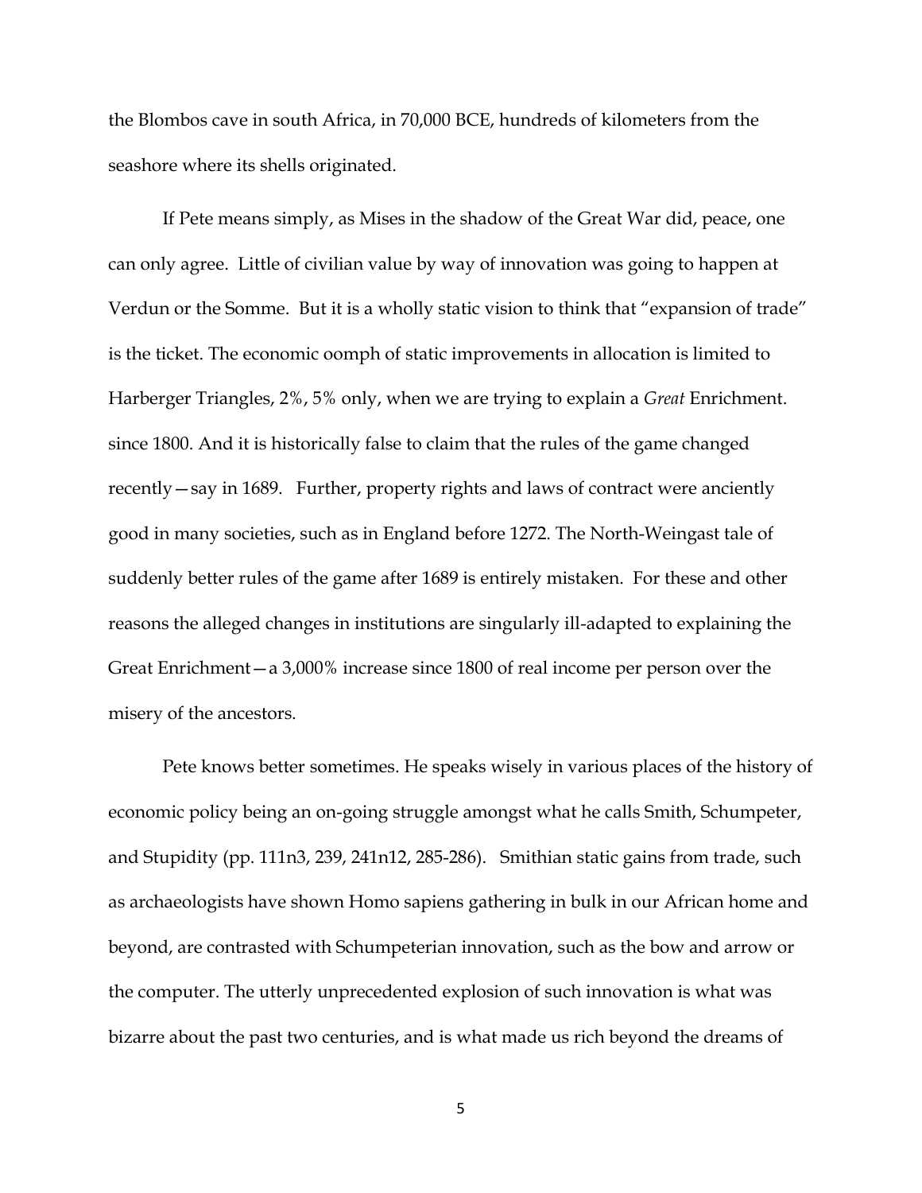the Blombos cave in south Africa, in 70,000 BCE, hundreds of kilometers from the seashore where its shells originated.

If Pete means simply, as Mises in the shadow of the Great War did, peace, one can only agree. Little of civilian value by way of innovation was going to happen at Verdun or the Somme. But it is a wholly static vision to think that "expansion of trade" is the ticket. The economic oomph of static improvements in allocation is limited to Harberger Triangles, 2%, 5% only, when we are trying to explain a *Great* Enrichment. since 1800. And it is historically false to claim that the rules of the game changed recently—say in 1689. Further, property rights and laws of contract were anciently good in many societies, such as in England before 1272. The North-Weingast tale of suddenly better rules of the game after 1689 is entirely mistaken. For these and other reasons the alleged changes in institutions are singularly ill-adapted to explaining the Great Enrichment—a 3,000% increase since 1800 of real income per person over the misery of the ancestors.

Pete knows better sometimes. He speaks wisely in various places of the history of economic policy being an on-going struggle amongst what he calls Smith, Schumpeter, and Stupidity (pp. 111n3, 239, 241n12, 285-286). Smithian static gains from trade, such as archaeologists have shown Homo sapiens gathering in bulk in our African home and beyond, are contrasted with Schumpeterian innovation, such as the bow and arrow or the computer. The utterly unprecedented explosion of such innovation is what was bizarre about the past two centuries, and is what made us rich beyond the dreams of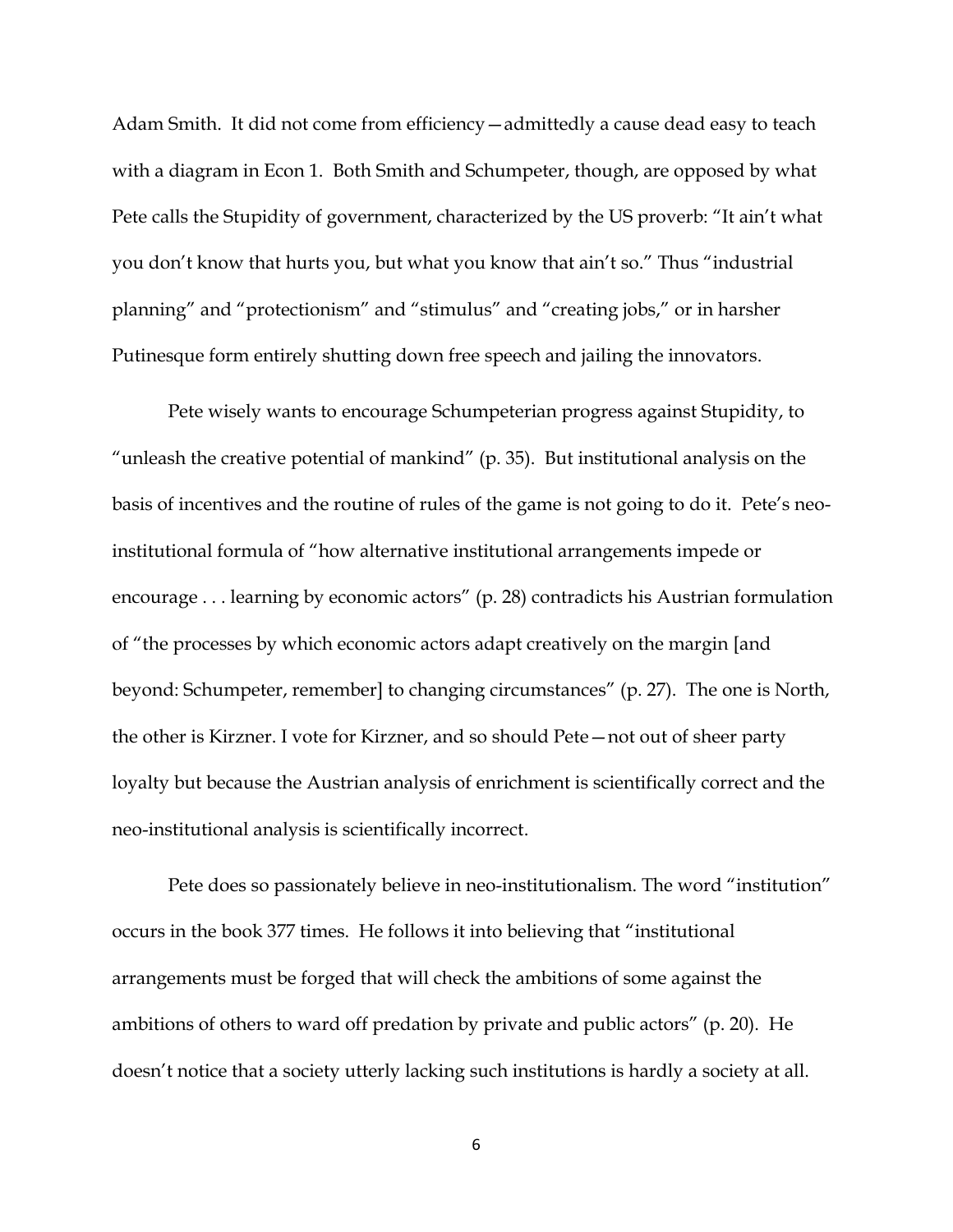Adam Smith. It did not come from efficiency—admittedly a cause dead easy to teach with a diagram in Econ 1. Both Smith and Schumpeter, though, are opposed by what Pete calls the Stupidity of government, characterized by the US proverb: "It ain't what you don't know that hurts you, but what you know that ain't so." Thus "industrial planning" and "protectionism" and "stimulus" and "creating jobs," or in harsher Putinesque form entirely shutting down free speech and jailing the innovators.

Pete wisely wants to encourage Schumpeterian progress against Stupidity, to "unleash the creative potential of mankind" (p. 35). But institutional analysis on the basis of incentives and the routine of rules of the game is not going to do it. Pete's neo-institutional formula of "how alternative institutional arrangements impede or encourage . . . learning by economic actors" (p. 28) contradicts his Austrian formulation of "the processes by which economic actors adapt creatively on the margin [and beyond: Schumpeter, remember] to changing circumstances" (p. 27). The one is North, the other is Kirzner. I vote for Kirzner, and so should Pete—not out of sheer party loyalty but because the Austrian analysis of enrichment is scientifically correct and the neo-institutional analysis is scientifically incorrect.

Pete does so passionately believe in neo-institutionalism. The word "institution" occurs in the book 377 times. He follows it into believing that "institutional arrangements must be forged that will check the ambitions of some against the ambitions of others to ward off predation by private and public actors" (p. 20). He doesn't notice that a society utterly lacking such institutions is hardly a society at all.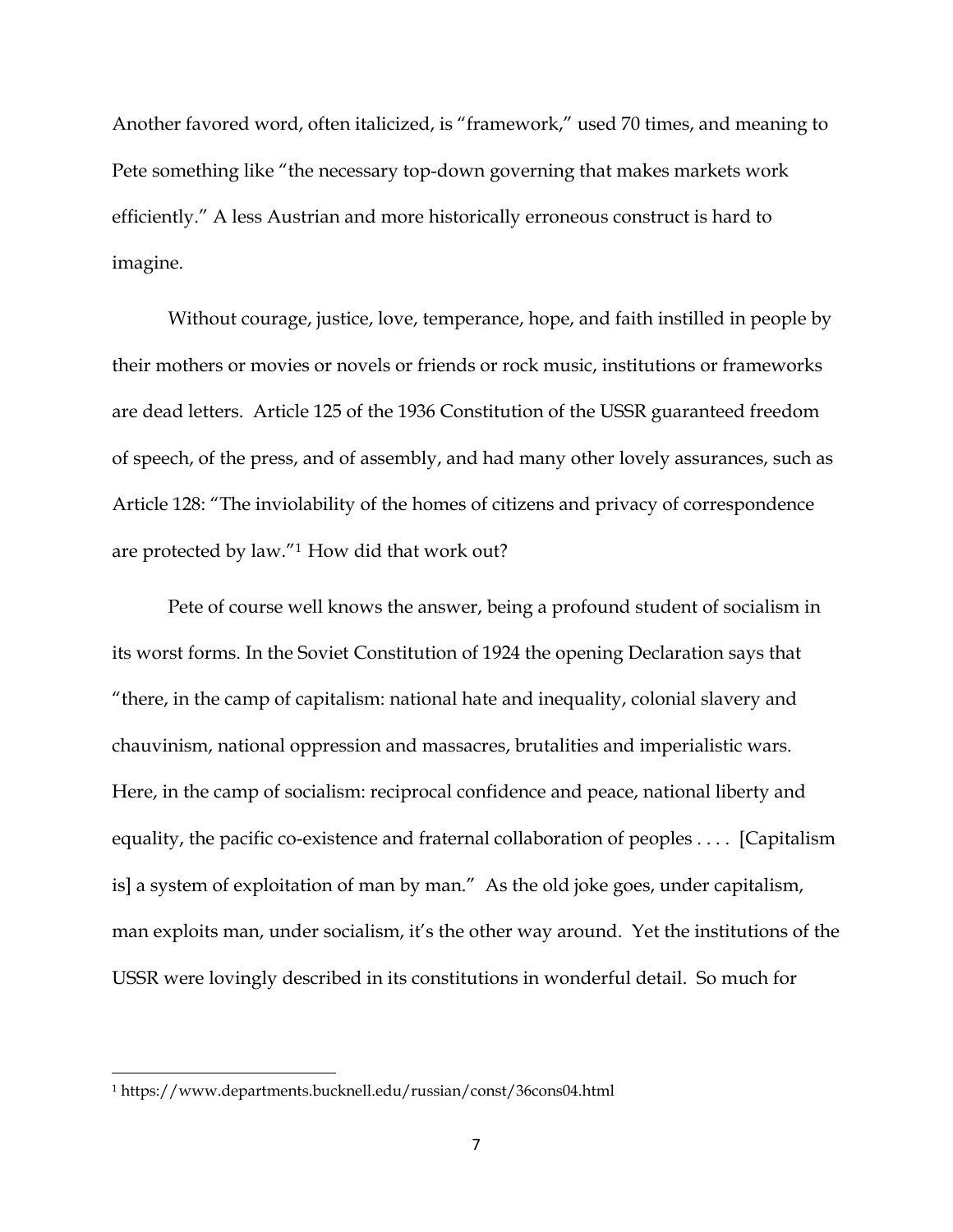Another favored word, often italicized, is "framework," used 70 times, and meaning to Pete something like "the necessary top-down governing that makes markets work efficiently." A less Austrian and more historically erroneous construct is hard to imagine.

Without courage, justice, love, temperance, hope, and faith instilled in people by their mothers or movies or novels or friends or rock music, institutions or frameworks are dead letters. Article 125 of the 1936 Constitution of the USSR guaranteed freedom of speech, of the press, and of assembly, and had many other lovely assurances, such as Article 128: "The inviolability of the homes of citizens and privacy of correspondence are protected by law."[1] How did that work out?

Pete of course well knows the answer, being a profound student of socialism in its worst forms. In the Soviet Constitution of 1924 the opening Declaration says that "there, in the camp of capitalism: national hate and inequality, colonial slavery and chauvinism, national oppression and massacres, brutalities and imperialistic wars. Here, in the camp of socialism: reciprocal confidence and peace, national liberty and equality, the pacific co-existence and fraternal collaboration of peoples . . . . [Capitalism is] a system of exploitation of man by man." As the old joke goes, under capitalism, man exploits man, under socialism, it's the other way around. Yet the institutions of the USSR were lovingly described in its constitutions in wonderful detail. So much for

[1] https://www.departments.bucknell.edu/russian/const/36cons04.html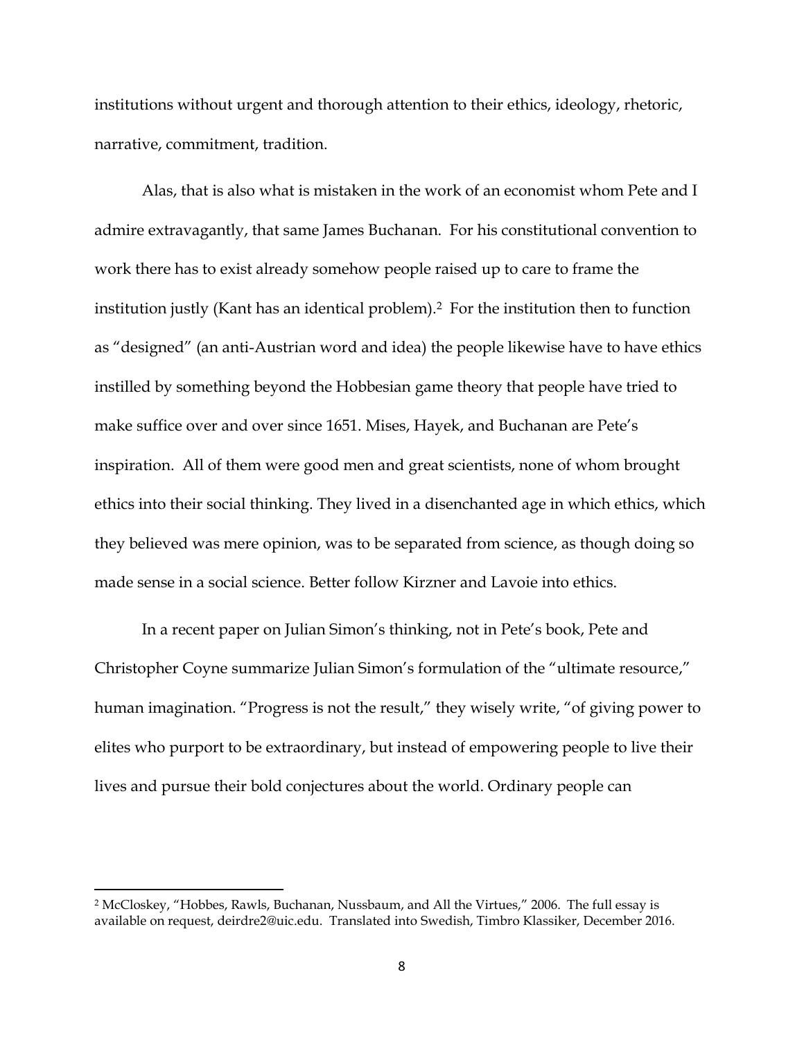institutions without urgent and thorough attention to their ethics, ideology, rhetoric, narrative, commitment, tradition.

Alas, that is also what is mistaken in the work of an economist whom Pete and I admire extravagantly, that same James Buchanan. For his constitutional convention to work there has to exist already somehow people raised up to care to frame the institution justly (Kant has an identical problem).[2] For the institution then to function as "designed" (an anti-Austrian word and idea) the people likewise have to have ethics instilled by something beyond the Hobbesian game theory that people have tried to make suffice over and over since 1651. Mises, Hayek, and Buchanan are Pete's inspiration. All of them were good men and great scientists, none of whom brought ethics into their social thinking. They lived in a disenchanted age in which ethics, which they believed was mere opinion, was to be separated from science, as though doing so made sense in a social science. Better follow Kirzner and Lavoie into ethics.

In a recent paper on Julian Simon's thinking, not in Pete's book, Pete and Christopher Coyne summarize Julian Simon's formulation of the "ultimate resource," human imagination. "Progress is not the result," they wisely write, "of giving power to elites who purport to be extraordinary, but instead of empowering people to live their lives and pursue their bold conjectures about the world. Ordinary people can

---

[2] McCloskey, "Hobbes, Rawls, Buchanan, Nussbaum, and All the Virtues," 2006. The full essay is available on request, deirdre2@uic.edu. Translated into Swedish, Timbro Klassiker, December 2016.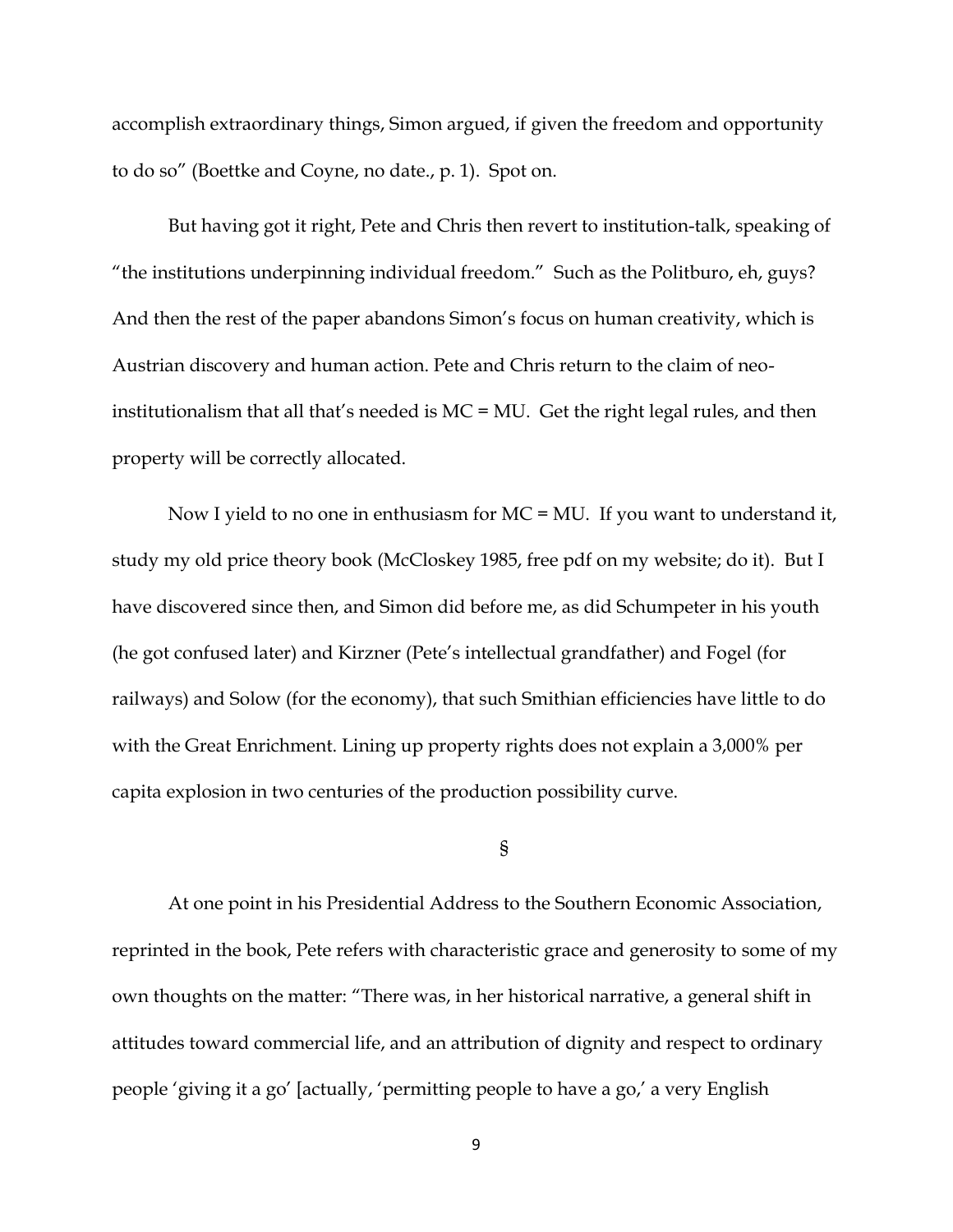accomplish extraordinary things, Simon argued, if given the freedom and opportunity to do so" (Boettke and Coyne, no date., p. 1). Spot on.

But having got it right, Pete and Chris then revert to institution-talk, speaking of "the institutions underpinning individual freedom." Such as the Politburo, eh, guys? And then the rest of the paper abandons Simon's focus on human creativity, which is Austrian discovery and human action. Pete and Chris return to the claim of neo-institutionalism that all that's needed is MC = MU. Get the right legal rules, and then property will be correctly allocated.

Now I yield to no one in enthusiasm for MC = MU. If you want to understand it, study my old price theory book (McCloskey 1985, free pdf on my website; do it). But I have discovered since then, and Simon did before me, as did Schumpeter in his youth (he got confused later) and Kirzner (Pete's intellectual grandfather) and Fogel (for railways) and Solow (for the economy), that such Smithian efficiencies have little to do with the Great Enrichment. Lining up property rights does not explain a 3,000% per capita explosion in two centuries of the production possibility curve.

§

At one point in his Presidential Address to the Southern Economic Association, reprinted in the book, Pete refers with characteristic grace and generosity to some of my own thoughts on the matter: "There was, in her historical narrative, a general shift in attitudes toward commercial life, and an attribution of dignity and respect to ordinary people 'giving it a go' [actually, 'permitting people to have a go,' a very English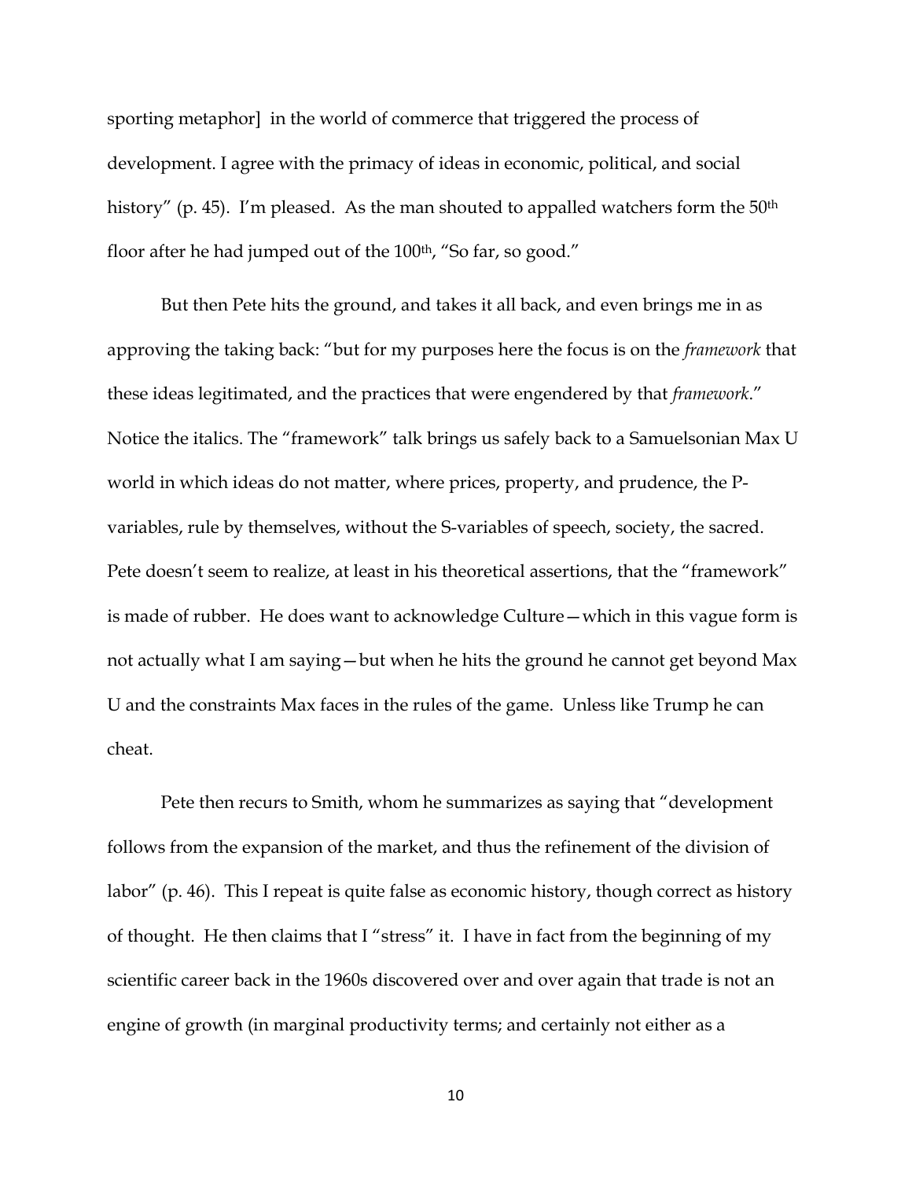sporting metaphor] in the world of commerce that triggered the process of development. I agree with the primacy of ideas in economic, political, and social history" (p. 45). I'm pleased. As the man shouted to appalled watchers form the 50th floor after he had jumped out of the 100th, "So far, so good."

But then Pete hits the ground, and takes it all back, and even brings me in as approving the taking back: "but for my purposes here the focus is on the *framework* that these ideas legitimated, and the practices that were engendered by that *framework*." Notice the italics. The "framework" talk brings us safely back to a Samuelsonian Max U world in which ideas do not matter, where prices, property, and prudence, the P-variables, rule by themselves, without the S-variables of speech, society, the sacred. Pete doesn't seem to realize, at least in his theoretical assertions, that the "framework" is made of rubber. He does want to acknowledge Culture—which in this vague form is not actually what I am saying—but when he hits the ground he cannot get beyond Max U and the constraints Max faces in the rules of the game. Unless like Trump he can cheat.

Pete then recurs to Smith, whom he summarizes as saying that "development follows from the expansion of the market, and thus the refinement of the division of labor" (p. 46). This I repeat is quite false as economic history, though correct as history of thought. He then claims that I "stress" it. I have in fact from the beginning of my scientific career back in the 1960s discovered over and over again that trade is not an engine of growth (in marginal productivity terms; and certainly not either as a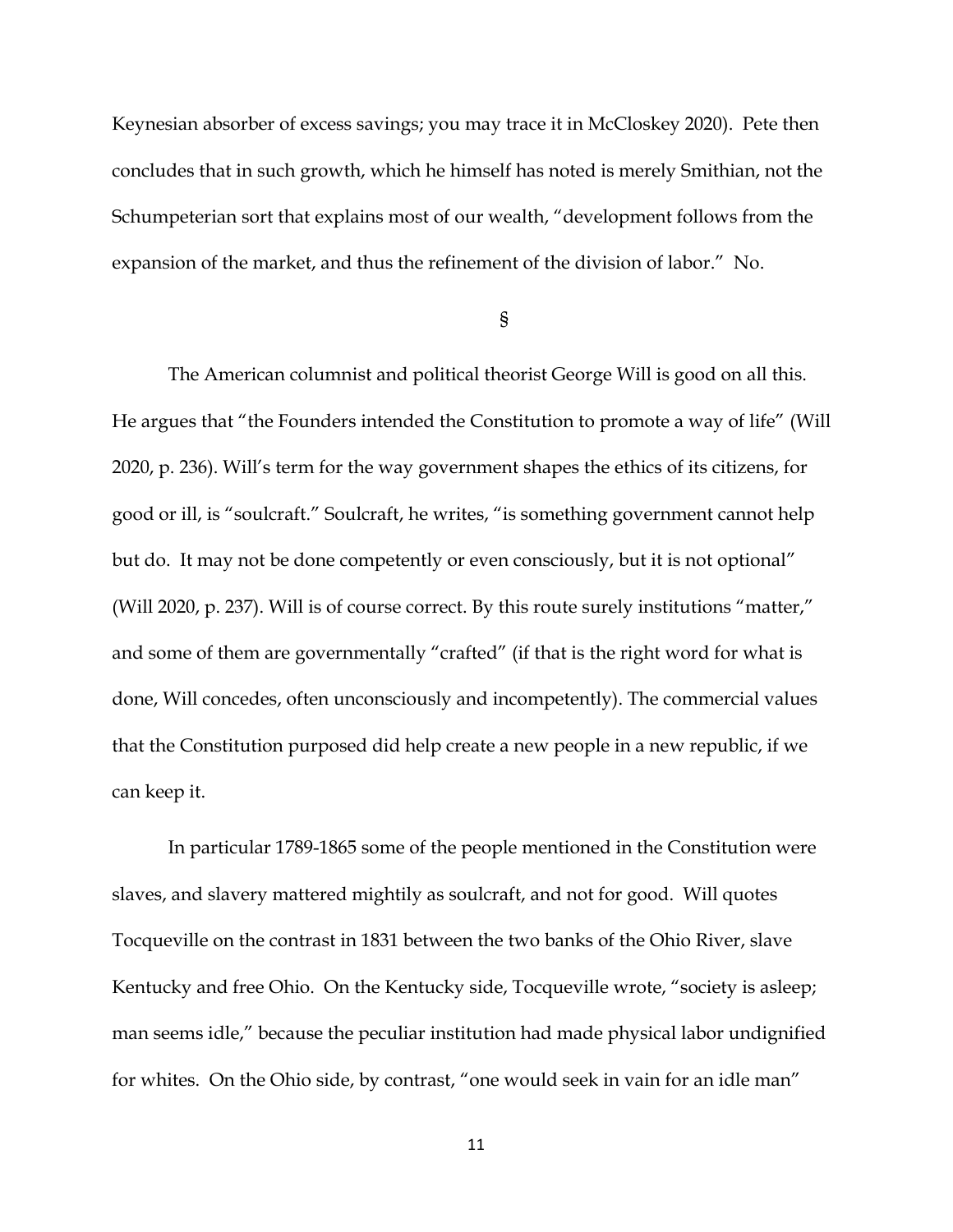Keynesian absorber of excess savings; you may trace it in McCloskey 2020). Pete then concludes that in such growth, which he himself has noted is merely Smithian, not the Schumpeterian sort that explains most of our wealth, "development follows from the expansion of the market, and thus the refinement of the division of labor." No.

§

The American columnist and political theorist George Will is good on all this. He argues that "the Founders intended the Constitution to promote a way of life" (Will 2020, p. 236). Will's term for the way government shapes the ethics of its citizens, for good or ill, is "soulcraft." Soulcraft, he writes, "is something government cannot help but do. It may not be done competently or even consciously, but it is not optional" (Will 2020, p. 237). Will is of course correct. By this route surely institutions "matter," and some of them are governmentally "crafted" (if that is the right word for what is done, Will concedes, often unconsciously and incompetently). The commercial values that the Constitution purposed did help create a new people in a new republic, if we can keep it.

In particular 1789-1865 some of the people mentioned in the Constitution were slaves, and slavery mattered mightily as soulcraft, and not for good. Will quotes Tocqueville on the contrast in 1831 between the two banks of the Ohio River, slave Kentucky and free Ohio. On the Kentucky side, Tocqueville wrote, "society is asleep; man seems idle," because the peculiar institution had made physical labor undignified for whites. On the Ohio side, by contrast, "one would seek in vain for an idle man"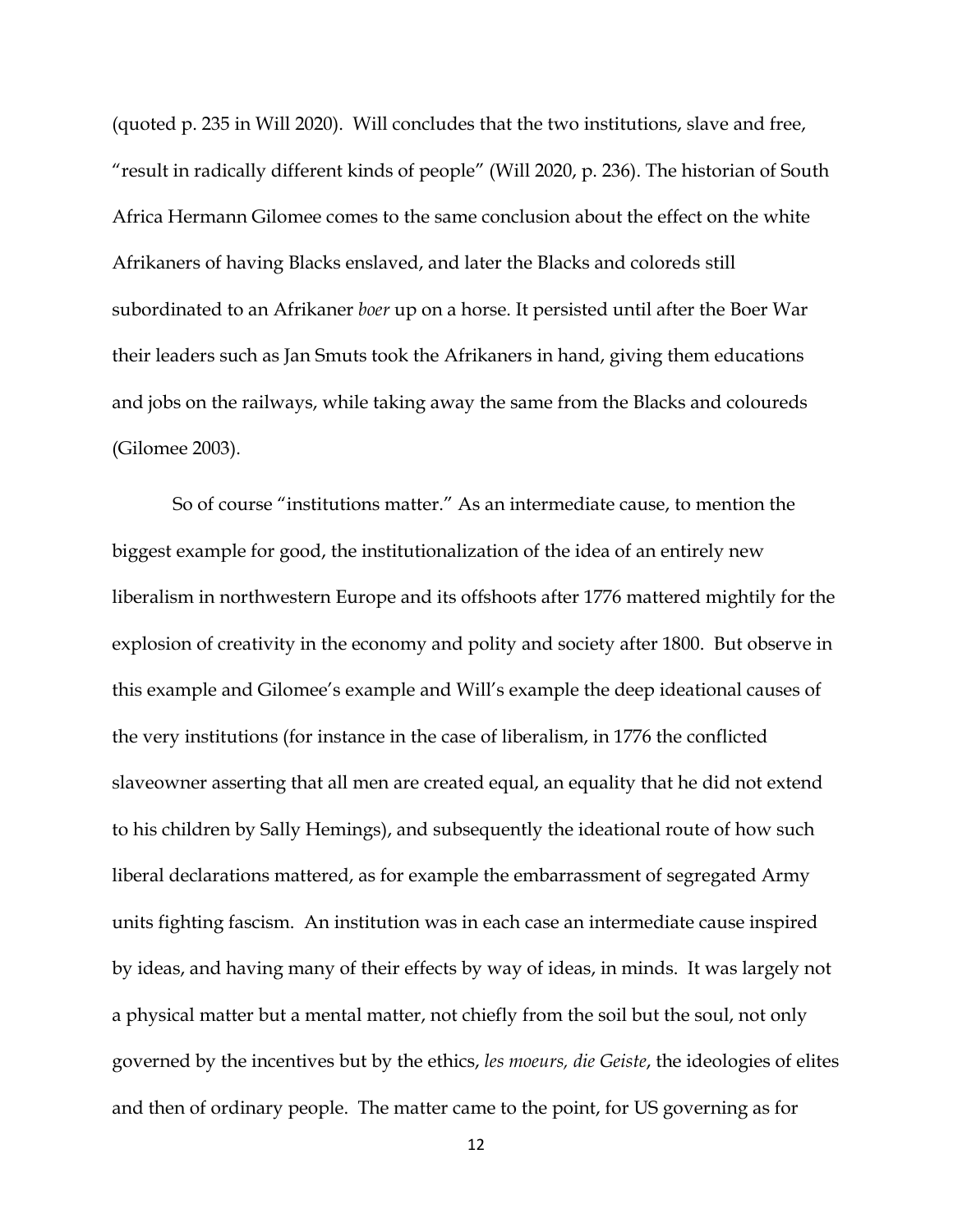(quoted p. 235 in Will 2020). Will concludes that the two institutions, slave and free, "result in radically different kinds of people" (Will 2020, p. 236). The historian of South Africa Hermann Gilomee comes to the same conclusion about the effect on the white Afrikaners of having Blacks enslaved, and later the Blacks and coloreds still subordinated to an Afrikaner *boer* up on a horse. It persisted until after the Boer War their leaders such as Jan Smuts took the Afrikaners in hand, giving them educations and jobs on the railways, while taking away the same from the Blacks and coloureds (Gilomee 2003).

So of course "institutions matter." As an intermediate cause, to mention the biggest example for good, the institutionalization of the idea of an entirely new liberalism in northwestern Europe and its offshoots after 1776 mattered mightily for the explosion of creativity in the economy and polity and society after 1800. But observe in this example and Gilomee's example and Will's example the deep ideational causes of the very institutions (for instance in the case of liberalism, in 1776 the conflicted slaveowner asserting that all men are created equal, an equality that he did not extend to his children by Sally Hemings), and subsequently the ideational route of how such liberal declarations mattered, as for example the embarrassment of segregated Army units fighting fascism. An institution was in each case an intermediate cause inspired by ideas, and having many of their effects by way of ideas, in minds. It was largely not a physical matter but a mental matter, not chiefly from the soil but the soul, not only governed by the incentives but by the ethics, *les moeurs, die Geiste*, the ideologies of elites and then of ordinary people. The matter came to the point, for US governing as for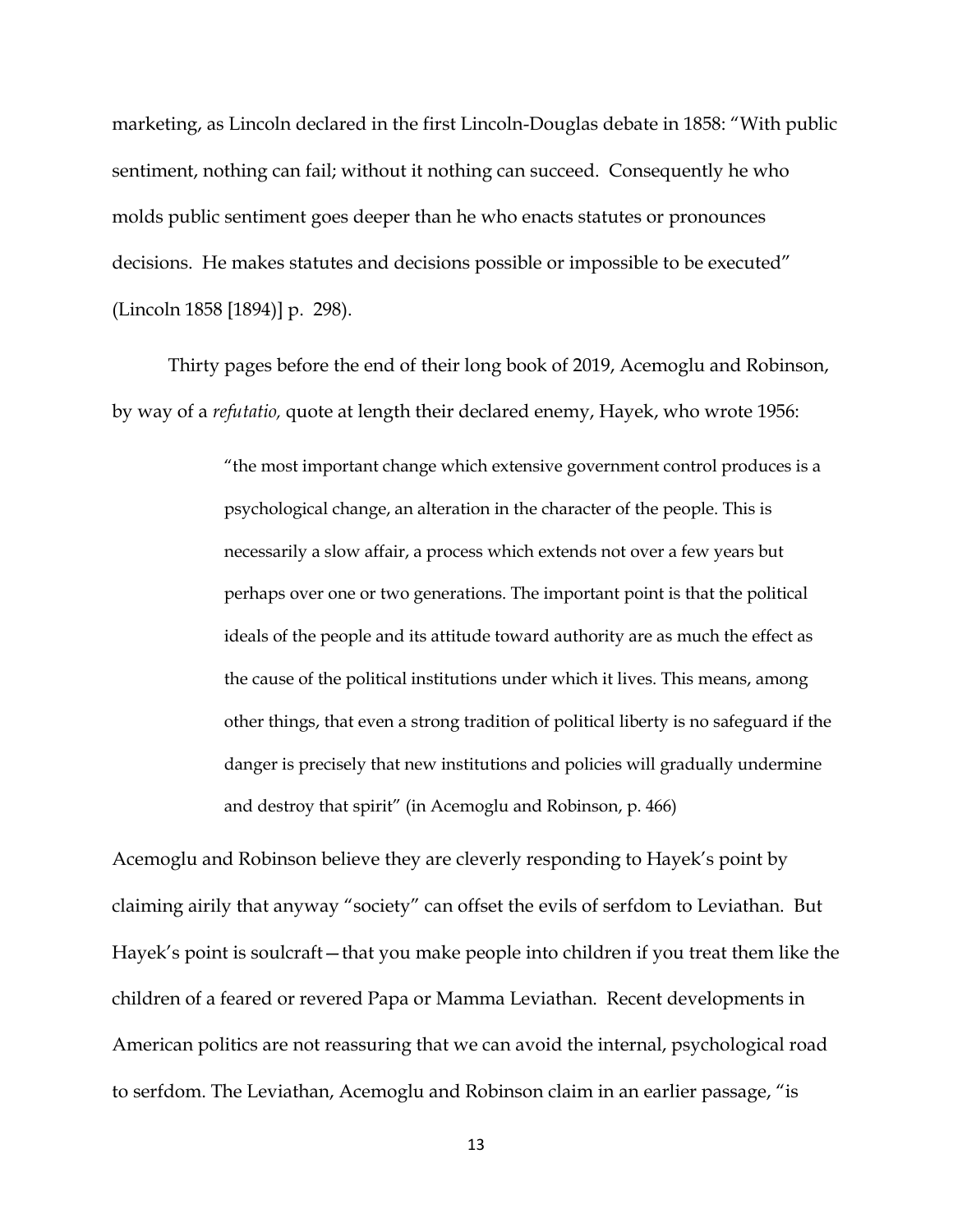marketing, as Lincoln declared in the first Lincoln-Douglas debate in 1858: "With public sentiment, nothing can fail; without it nothing can succeed. Consequently he who molds public sentiment goes deeper than he who enacts statutes or pronounces decisions. He makes statutes and decisions possible or impossible to be executed" (Lincoln 1858 [1894)] p. 298).

Thirty pages before the end of their long book of 2019, Acemoglu and Robinson, by way of a *refutatio,* quote at length their declared enemy, Hayek, who wrote 1956:

> "the most important change which extensive government control produces is a psychological change, an alteration in the character of the people. This is necessarily a slow affair, a process which extends not over a few years but perhaps over one or two generations. The important point is that the political ideals of the people and its attitude toward authority are as much the effect as the cause of the political institutions under which it lives. This means, among other things, that even a strong tradition of political liberty is no safeguard if the danger is precisely that new institutions and policies will gradually undermine and destroy that spirit" (in Acemoglu and Robinson, p. 466)

Acemoglu and Robinson believe they are cleverly responding to Hayek's point by claiming airily that anyway "society" can offset the evils of serfdom to Leviathan. But Hayek's point is soulcraft—that you make people into children if you treat them like the children of a feared or revered Papa or Mamma Leviathan. Recent developments in American politics are not reassuring that we can avoid the internal, psychological road to serfdom. The Leviathan, Acemoglu and Robinson claim in an earlier passage, "is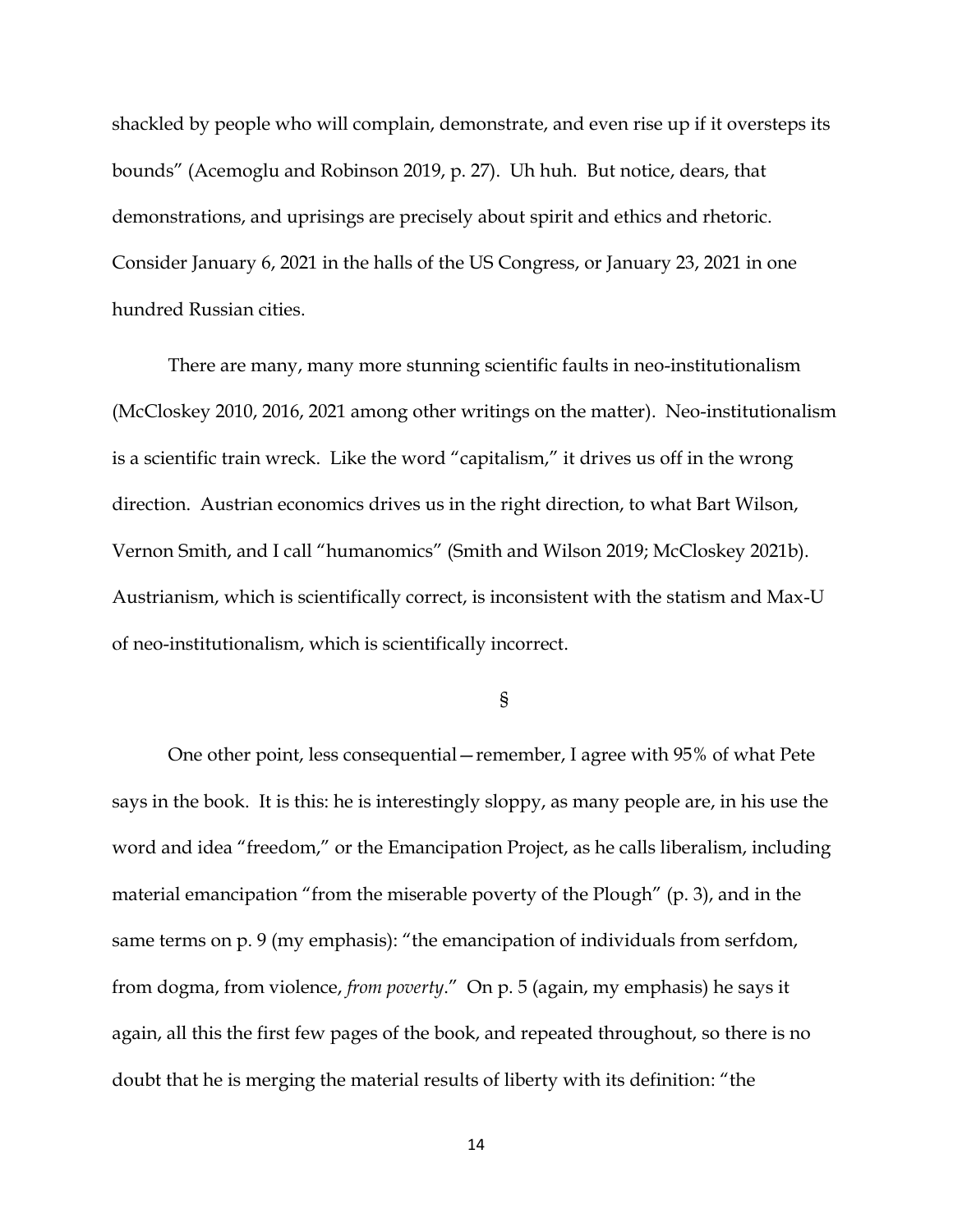shackled by people who will complain, demonstrate, and even rise up if it oversteps its bounds" (Acemoglu and Robinson 2019, p. 27). Uh huh. But notice, dears, that demonstrations, and uprisings are precisely about spirit and ethics and rhetoric. Consider January 6, 2021 in the halls of the US Congress, or January 23, 2021 in one hundred Russian cities.

There are many, many more stunning scientific faults in neo-institutionalism (McCloskey 2010, 2016, 2021 among other writings on the matter). Neo-institutionalism is a scientific train wreck. Like the word "capitalism," it drives us off in the wrong direction. Austrian economics drives us in the right direction, to what Bart Wilson, Vernon Smith, and I call "humanomics" (Smith and Wilson 2019; McCloskey 2021b). Austrianism, which is scientifically correct, is inconsistent with the statism and Max-U of neo-institutionalism, which is scientifically incorrect.

§

One other point, less consequential—remember, I agree with 95% of what Pete says in the book. It is this: he is interestingly sloppy, as many people are, in his use the word and idea "freedom," or the Emancipation Project, as he calls liberalism, including material emancipation "from the miserable poverty of the Plough" (p. 3), and in the same terms on p. 9 (my emphasis): "the emancipation of individuals from serfdom, from dogma, from violence, *from poverty*." On p. 5 (again, my emphasis) he says it again, all this the first few pages of the book, and repeated throughout, so there is no doubt that he is merging the material results of liberty with its definition: "the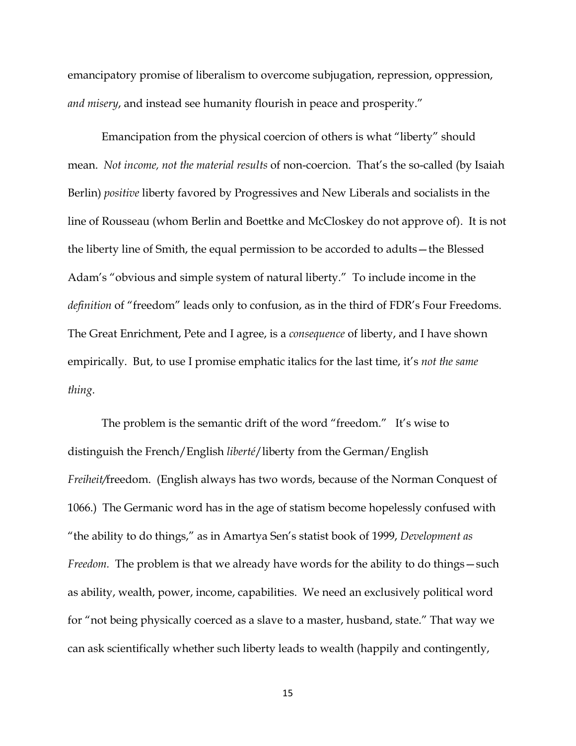emancipatory promise of liberalism to overcome subjugation, repression, oppression, *and misery*, and instead see humanity flourish in peace and prosperity."

Emancipation from the physical coercion of others is what "liberty" should mean. *Not income, not the material results* of non-coercion. That's the so-called (by Isaiah Berlin) *positive* liberty favored by Progressives and New Liberals and socialists in the line of Rousseau (whom Berlin and Boettke and McCloskey do not approve of). It is not the liberty line of Smith, the equal permission to be accorded to adults—the Blessed Adam's "obvious and simple system of natural liberty." To include income in the *definition* of "freedom" leads only to confusion, as in the third of FDR's Four Freedoms. The Great Enrichment, Pete and I agree, is a *consequence* of liberty, and I have shown empirically. But, to use I promise emphatic italics for the last time, it's *not the same thing*.

The problem is the semantic drift of the word "freedom." It's wise to distinguish the French/English *liberté*/liberty from the German/English *Freiheit/*freedom. (English always has two words, because of the Norman Conquest of 1066.) The Germanic word has in the age of statism become hopelessly confused with "the ability to do things," as in Amartya Sen's statist book of 1999, *Development as Freedom.* The problem is that we already have words for the ability to do things—such as ability, wealth, power, income, capabilities. We need an exclusively political word for "not being physically coerced as a slave to a master, husband, state." That way we can ask scientifically whether such liberty leads to wealth (happily and contingently,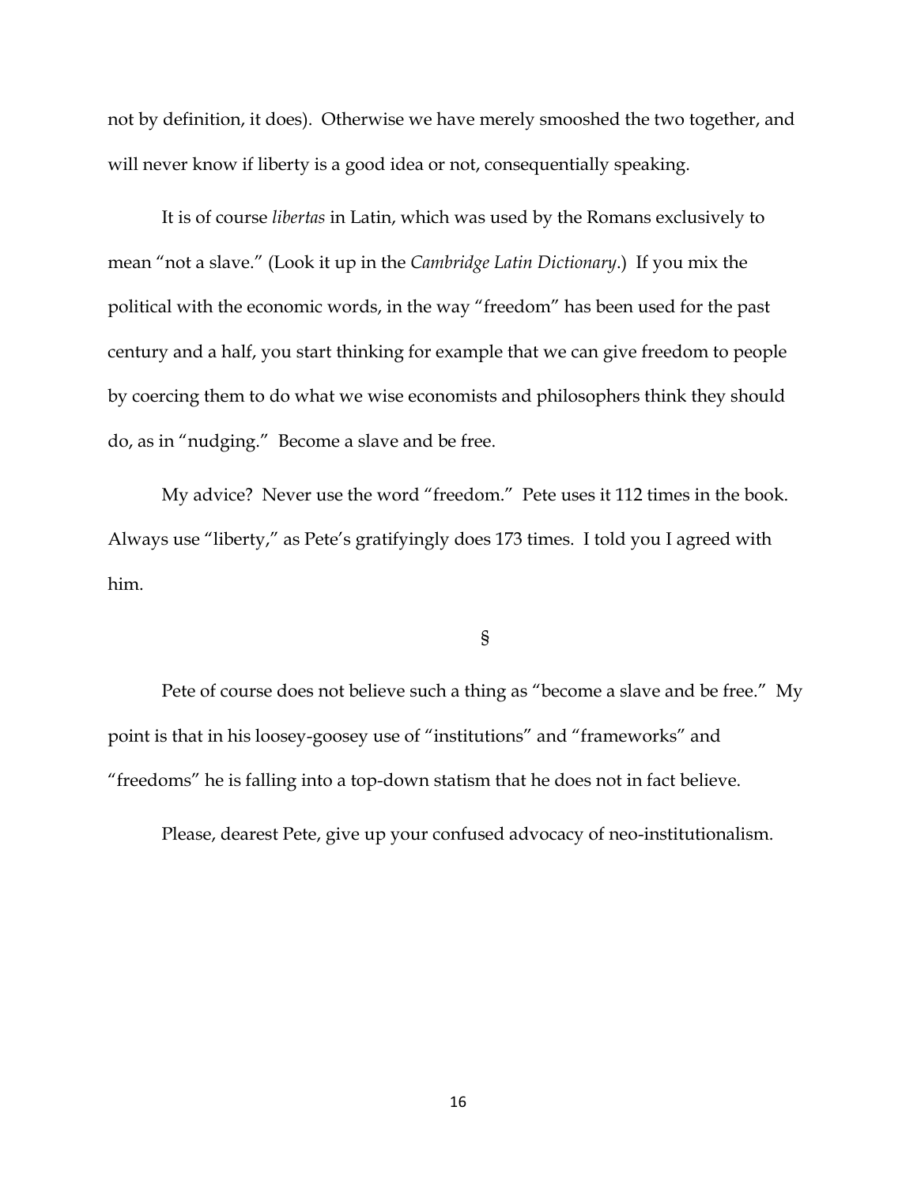not by definition, it does). Otherwise we have merely smooshed the two together, and will never know if liberty is a good idea or not, consequentially speaking.

It is of course *libertas* in Latin, which was used by the Romans exclusively to mean "not a slave." (Look it up in the *Cambridge Latin Dictionary*.) If you mix the political with the economic words, in the way "freedom" has been used for the past century and a half, you start thinking for example that we can give freedom to people by coercing them to do what we wise economists and philosophers think they should do, as in "nudging." Become a slave and be free.

My advice? Never use the word "freedom." Pete uses it 112 times in the book. Always use "liberty," as Pete's gratifyingly does 173 times. I told you I agreed with him.

§

Pete of course does not believe such a thing as "become a slave and be free." My point is that in his loosey-goosey use of "institutions" and "frameworks" and "freedoms" he is falling into a top-down statism that he does not in fact believe.

Please, dearest Pete, give up your confused advocacy of neo-institutionalism.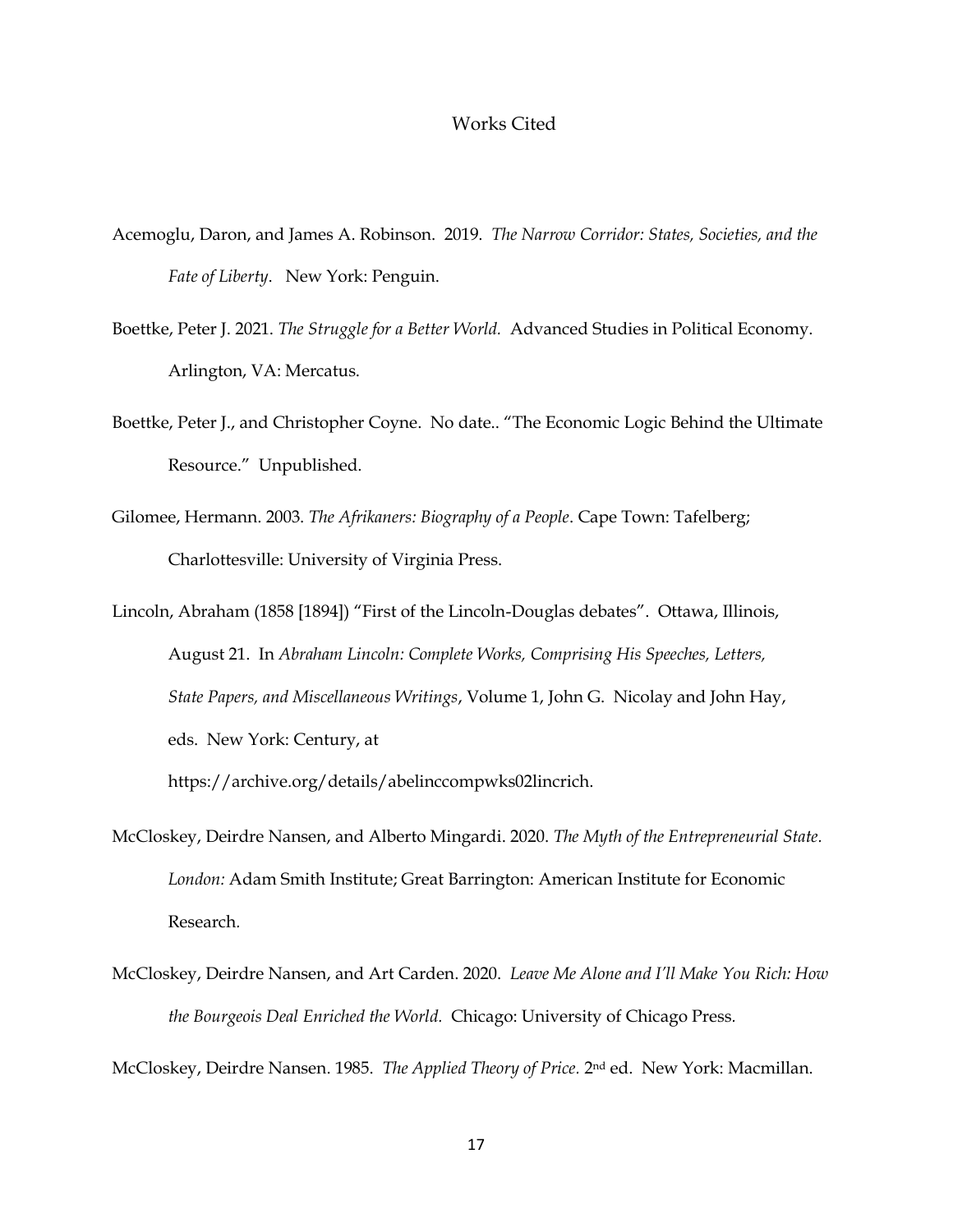# Works Cited

Acemoglu, Daron, and James A. Robinson. 2019. *The Narrow Corridor: States, Societies, and the Fate of Liberty*. New York: Penguin.

Boettke, Peter J. 2021. *The Struggle for a Better World.* Advanced Studies in Political Economy. Arlington, VA: Mercatus.

Boettke, Peter J., and Christopher Coyne. No date.. "The Economic Logic Behind the Ultimate Resource." Unpublished.

Gilomee, Hermann. 2003. *The Afrikaners: Biography of a People*. Cape Town: Tafelberg; Charlottesville: University of Virginia Press.

Lincoln, Abraham (1858 [1894]) "First of the Lincoln-Douglas debates". Ottawa, Illinois, August 21. In *Abraham Lincoln: Complete Works, Comprising His Speeches, Letters, State Papers, and Miscellaneous Writings*, Volume 1, John G. Nicolay and John Hay, eds. New York: Century, at https://archive.org/details/abelinccompwks02lincrich.

McCloskey, Deirdre Nansen, and Alberto Mingardi. 2020. *The Myth of the Entrepreneurial State. London:* Adam Smith Institute; Great Barrington: American Institute for Economic Research.

McCloskey, Deirdre Nansen, and Art Carden. 2020. *Leave Me Alone and I'll Make You Rich: How the Bourgeois Deal Enriched the World.* Chicago: University of Chicago Press.

McCloskey, Deirdre Nansen. 1985. *The Applied Theory of Price*. 2nd ed. New York: Macmillan.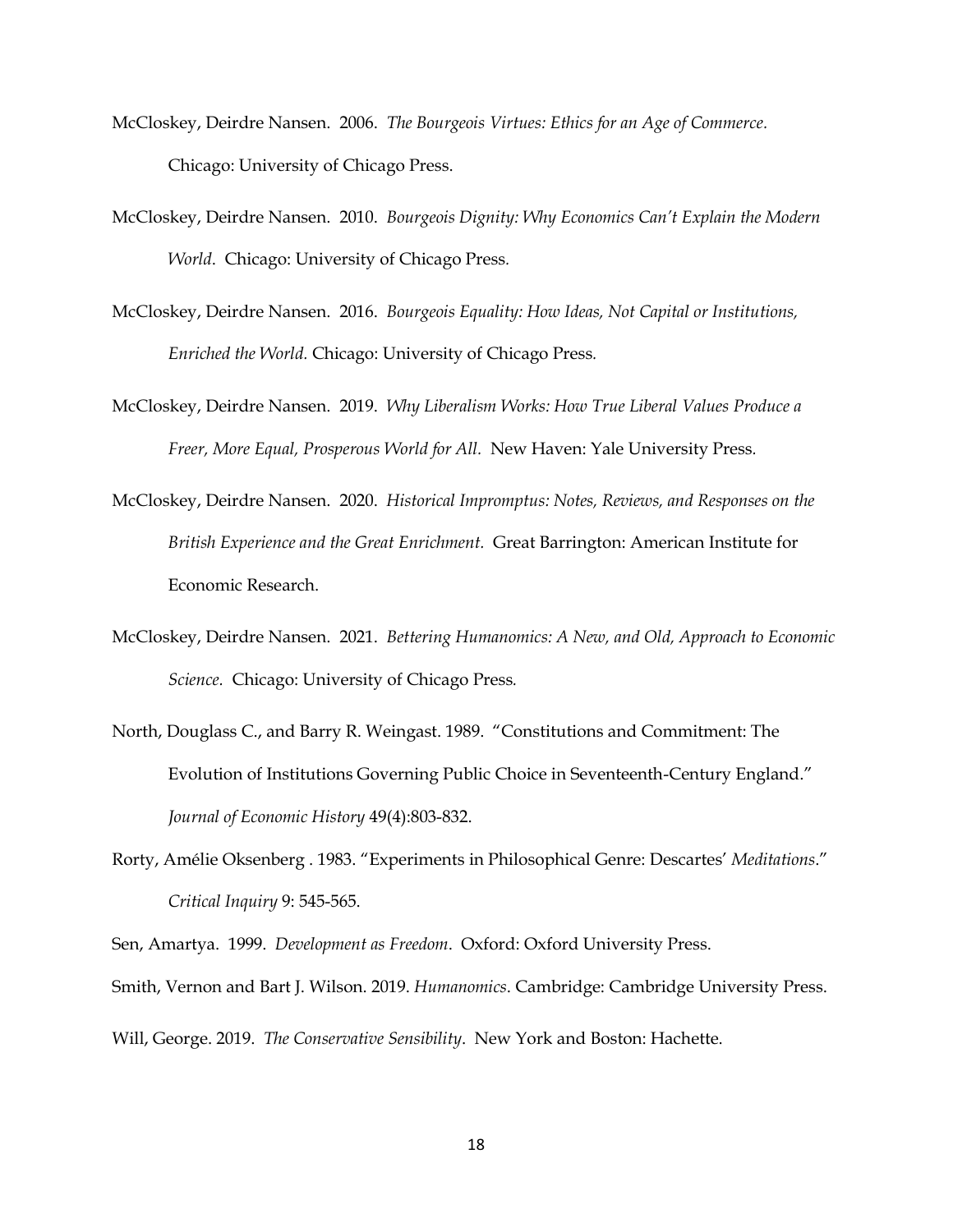McCloskey, Deirdre Nansen. 2006. *The Bourgeois Virtues: Ethics for an Age of Commerce*. Chicago: University of Chicago Press.

McCloskey, Deirdre Nansen. 2010. *Bourgeois Dignity: Why Economics Can't Explain the Modern World*. Chicago: University of Chicago Press.

McCloskey, Deirdre Nansen. 2016. *Bourgeois Equality: How Ideas, Not Capital or Institutions, Enriched the World.* Chicago: University of Chicago Press.

McCloskey, Deirdre Nansen. 2019. *Why Liberalism Works: How True Liberal Values Produce a Freer, More Equal, Prosperous World for All.* New Haven: Yale University Press.

McCloskey, Deirdre Nansen. 2020. *Historical Impromptus: Notes, Reviews, and Responses on the British Experience and the Great Enrichment.* Great Barrington: American Institute for Economic Research.

McCloskey, Deirdre Nansen. 2021. *Bettering Humanomics: A New, and Old, Approach to Economic Science.* Chicago: University of Chicago Press.

North, Douglass C., and Barry R. Weingast. 1989. "Constitutions and Commitment: The Evolution of Institutions Governing Public Choice in Seventeenth-Century England." *Journal of Economic History* 49(4):803-832.

Rorty, Amélie Oksenberg . 1983. "Experiments in Philosophical Genre: Descartes' *Meditations*." *Critical Inquiry* 9: 545-565.

Sen, Amartya. 1999. *Development as Freedom*. Oxford: Oxford University Press.

Smith, Vernon and Bart J. Wilson. 2019. *Humanomics*. Cambridge: Cambridge University Press.

Will, George. 2019. *The Conservative Sensibility*. New York and Boston: Hachette.